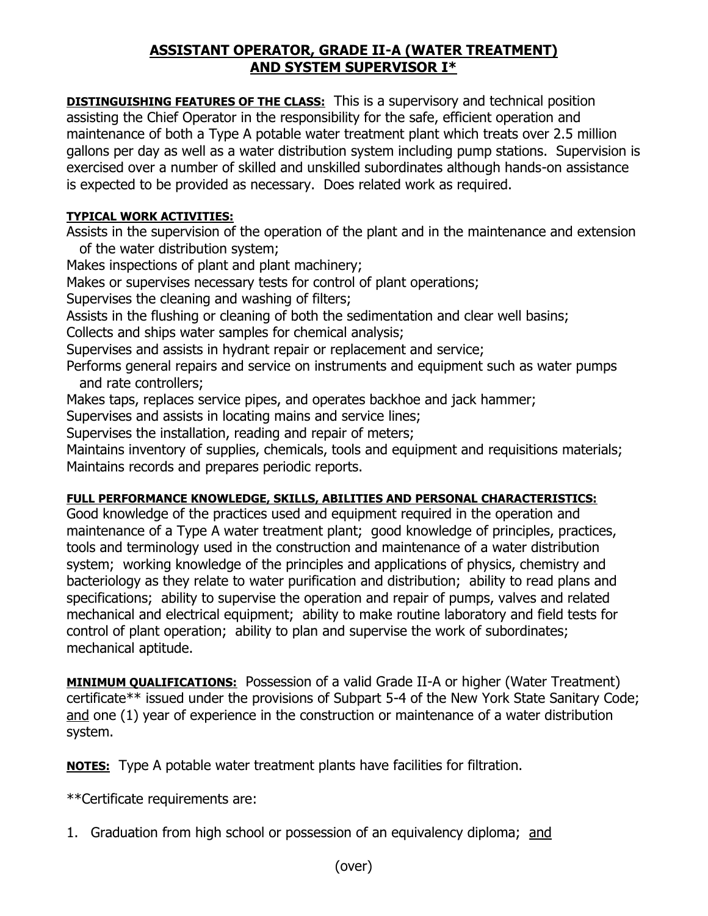# ASSISTANT OPERATOR, GRADE II-A (WATER TREATMENT) AND SYSTEM SUPERVISOR I*

**DISTINGUISHING FEATURES OF THE CLASS:** This is a supervisory and technical position assisting the Chief Operator in the responsibility for the safe, efficient operation and maintenance of both a Type A potable water treatment plant which treats over 2.5 million gallons per day as well as a water distribution system including pump stations. Supervision is exercised over a number of skilled and unskilled subordinates although hands-on assistance is expected to be provided as necessary. Does related work as required.

**TYPICAL WORK ACTIVITIES:**

Assists in the supervision of the operation of the plant and in the maintenance and extension of the water distribution system;
Makes inspections of plant and plant machinery;
Makes or supervises necessary tests for control of plant operations;
Supervises the cleaning and washing of filters;
Assists in the flushing or cleaning of both the sedimentation and clear well basins;
Collects and ships water samples for chemical analysis;
Supervises and assists in hydrant repair or replacement and service;
Performs general repairs and service on instruments and equipment such as water pumps and rate controllers;
Makes taps, replaces service pipes, and operates backhoe and jack hammer;
Supervises and assists in locating mains and service lines;
Supervises the installation, reading and repair of meters;
Maintains inventory of supplies, chemicals, tools and equipment and requisitions materials;
Maintains records and prepares periodic reports.

**FULL PERFORMANCE KNOWLEDGE, SKILLS, ABILITIES AND PERSONAL CHARACTERISTICS:**
Good knowledge of the practices used and equipment required in the operation and maintenance of a Type A water treatment plant; good knowledge of principles, practices, tools and terminology used in the construction and maintenance of a water distribution system; working knowledge of the principles and applications of physics, chemistry and bacteriology as they relate to water purification and distribution; ability to read plans and specifications; ability to supervise the operation and repair of pumps, valves and related mechanical and electrical equipment; ability to make routine laboratory and field tests for control of plant operation; ability to plan and supervise the work of subordinates; mechanical aptitude.

**MINIMUM QUALIFICATIONS:** Possession of a valid Grade II-A or higher (Water Treatment) certificate** issued under the provisions of Subpart 5-4 of the New York State Sanitary Code; and one (1) year of experience in the construction or maintenance of a water distribution system.

**NOTES:** Type A potable water treatment plants have facilities for filtration.

**Certificate requirements are:

1. Graduation from high school or possession of an equivalency diploma; and

(over)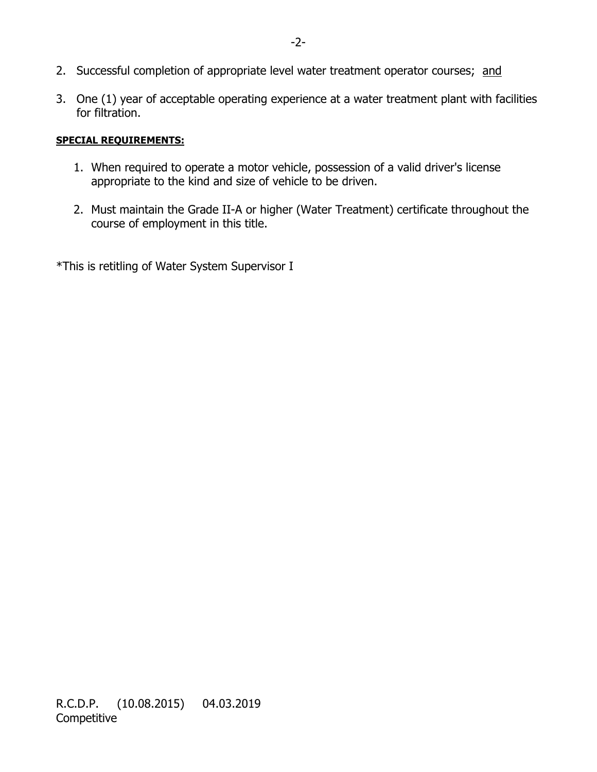2. Successful completion of appropriate level water treatment operator courses; <u>and</u>

3. One (1) year of acceptable operating experience at a water treatment plant with facilities for filtration.

**<u>SPECIAL REQUIREMENTS:</u>**

1. When required to operate a motor vehicle, possession of a valid driver's license appropriate to the kind and size of vehicle to be driven.

2. Must maintain the Grade II-A or higher (Water Treatment) certificate throughout the course of employment in this title.

*This is retitling of Water System Supervisor I

R.C.D.P. (10.08.2015) 04.03.2019
Competitive